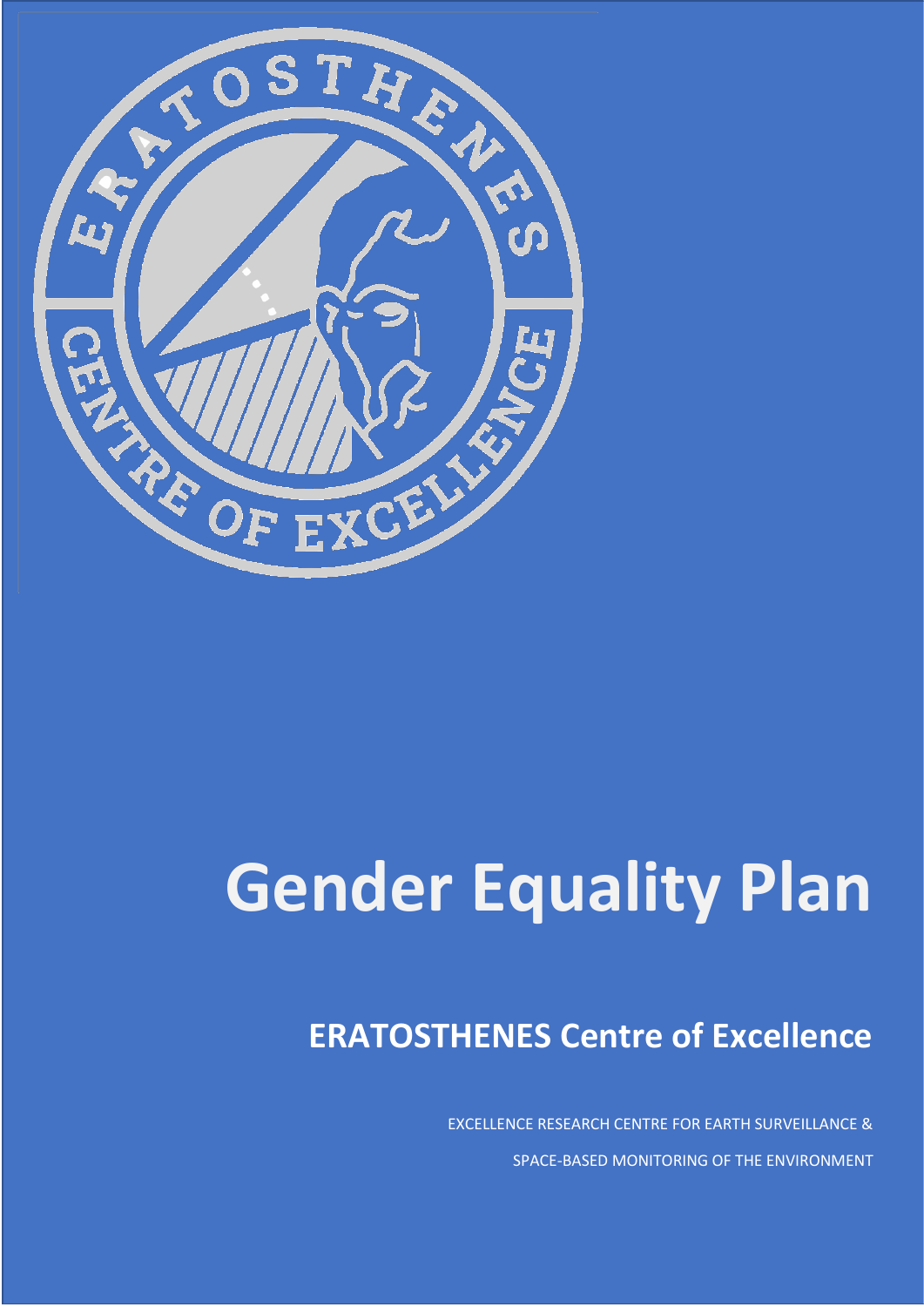# Gender Equality Plan

## ERATOSTHENES Centre of Excellence

EXCELLENCE RESEARCH CENTRE FOR EARTH SURVEILLANCE &

SPACE-BASED MONITORING OF THE ENVIRONMENT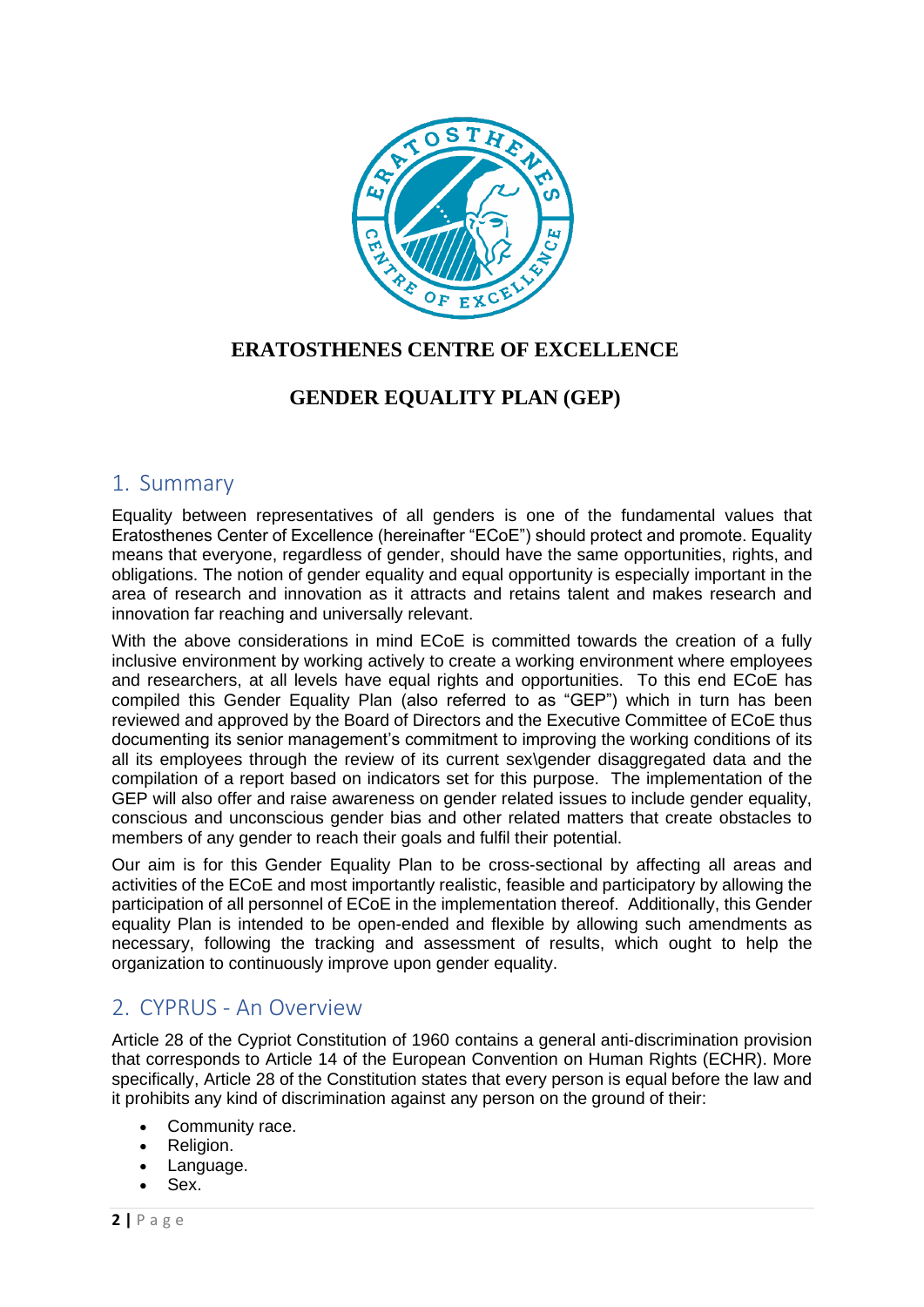**ERATOSTHENES CENTRE OF EXCELLENCE**

**GENDER EQUALITY PLAN (GEP)**

## 1. Summary

Equality between representatives of all genders is one of the fundamental values that Eratosthenes Center of Excellence (hereinafter "ECoE") should protect and promote. Equality means that everyone, regardless of gender, should have the same opportunities, rights, and obligations. The notion of gender equality and equal opportunity is especially important in the area of research and innovation as it attracts and retains talent and makes research and innovation far reaching and universally relevant.

With the above considerations in mind ECoE is committed towards the creation of a fully inclusive environment by working actively to create a working environment where employees and researchers, at all levels have equal rights and opportunities. To this end ECoE has compiled this Gender Equality Plan (also referred to as "GEP") which in turn has been reviewed and approved by the Board of Directors and the Executive Committee of ECoE thus documenting its senior management's commitment to improving the working conditions of its all its employees through the review of its current sex\gender disaggregated data and the compilation of a report based on indicators set for this purpose. The implementation of the GEP will also offer and raise awareness on gender related issues to include gender equality, conscious and unconscious gender bias and other related matters that create obstacles to members of any gender to reach their goals and fulfil their potential.

Our aim is for this Gender Equality Plan to be cross-sectional by affecting all areas and activities of the ECoE and most importantly realistic, feasible and participatory by allowing the participation of all personnel of ECoE in the implementation thereof. Additionally, this Gender equality Plan is intended to be open-ended and flexible by allowing such amendments as necessary, following the tracking and assessment of results, which ought to help the organization to continuously improve upon gender equality.

## 2. CYPRUS - An Overview

Article 28 of the Cypriot Constitution of 1960 contains a general anti-discrimination provision that corresponds to Article 14 of the European Convention on Human Rights (ECHR). More specifically, Article 28 of the Constitution states that every person is equal before the law and it prohibits any kind of discrimination against any person on the ground of their:

- Community race.
- Religion.
- Language.
- Sex.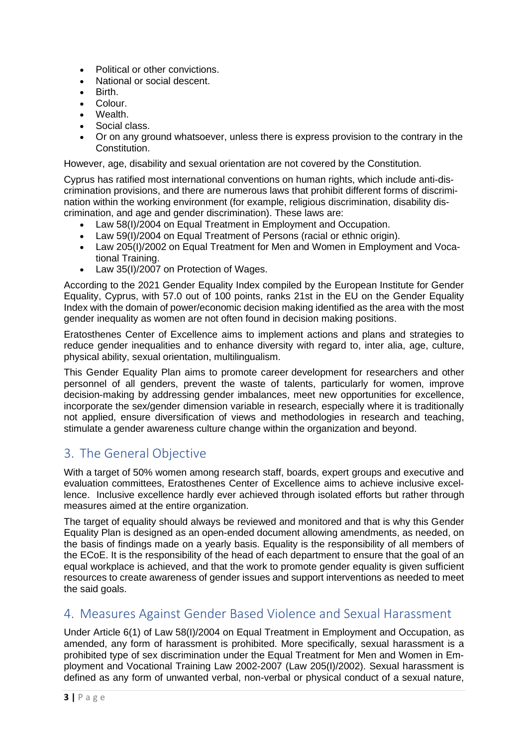- Political or other convictions.
- National or social descent.
- Birth.
- Colour.
- Wealth.
- Social class.
- Or on any ground whatsoever, unless there is express provision to the contrary in the Constitution.

However, age, disability and sexual orientation are not covered by the Constitution.

Cyprus has ratified most international conventions on human rights, which include anti-discrimination provisions, and there are numerous laws that prohibit different forms of discrimination within the working environment (for example, religious discrimination, disability discrimination, and age and gender discrimination). These laws are:

- Law 58(I)/2004 on Equal Treatment in Employment and Occupation.
- Law 59(I)/2004 on Equal Treatment of Persons (racial or ethnic origin).
- Law 205(I)/2002 on Equal Treatment for Men and Women in Employment and Vocational Training.
- Law 35(I)/2007 on Protection of Wages.

According to the 2021 Gender Equality Index compiled by the European Institute for Gender Equality, Cyprus, with 57.0 out of 100 points, ranks 21st in the EU on the Gender Equality Index with the domain of power/economic decision making identified as the area with the most gender inequality as women are not often found in decision making positions.

Eratosthenes Center of Excellence aims to implement actions and plans and strategies to reduce gender inequalities and to enhance diversity with regard to, inter alia, age, culture, physical ability, sexual orientation, multilingualism.

This Gender Equality Plan aims to promote career development for researchers and other personnel of all genders, prevent the waste of talents, particularly for women, improve decision-making by addressing gender imbalances, meet new opportunities for excellence, incorporate the sex/gender dimension variable in research, especially where it is traditionally not applied, ensure diversification of views and methodologies in research and teaching, stimulate a gender awareness culture change within the organization and beyond.

## 3. The General Objective

With a target of 50% women among research staff, boards, expert groups and executive and evaluation committees, Eratosthenes Center of Excellence aims to achieve inclusive excellence. Inclusive excellence hardly ever achieved through isolated efforts but rather through measures aimed at the entire organization.

The target of equality should always be reviewed and monitored and that is why this Gender Equality Plan is designed as an open-ended document allowing amendments, as needed, on the basis of findings made on a yearly basis. Equality is the responsibility of all members of the ECoE. It is the responsibility of the head of each department to ensure that the goal of an equal workplace is achieved, and that the work to promote gender equality is given sufficient resources to create awareness of gender issues and support interventions as needed to meet the said goals.

## 4. Measures Against Gender Based Violence and Sexual Harassment

Under Article 6(1) of Law 58(I)/2004 on Equal Treatment in Employment and Occupation, as amended, any form of harassment is prohibited. More specifically, sexual harassment is a prohibited type of sex discrimination under the Equal Treatment for Men and Women in Employment and Vocational Training Law 2002-2007 (Law 205(I)/2002). Sexual harassment is defined as any form of unwanted verbal, non-verbal or physical conduct of a sexual nature,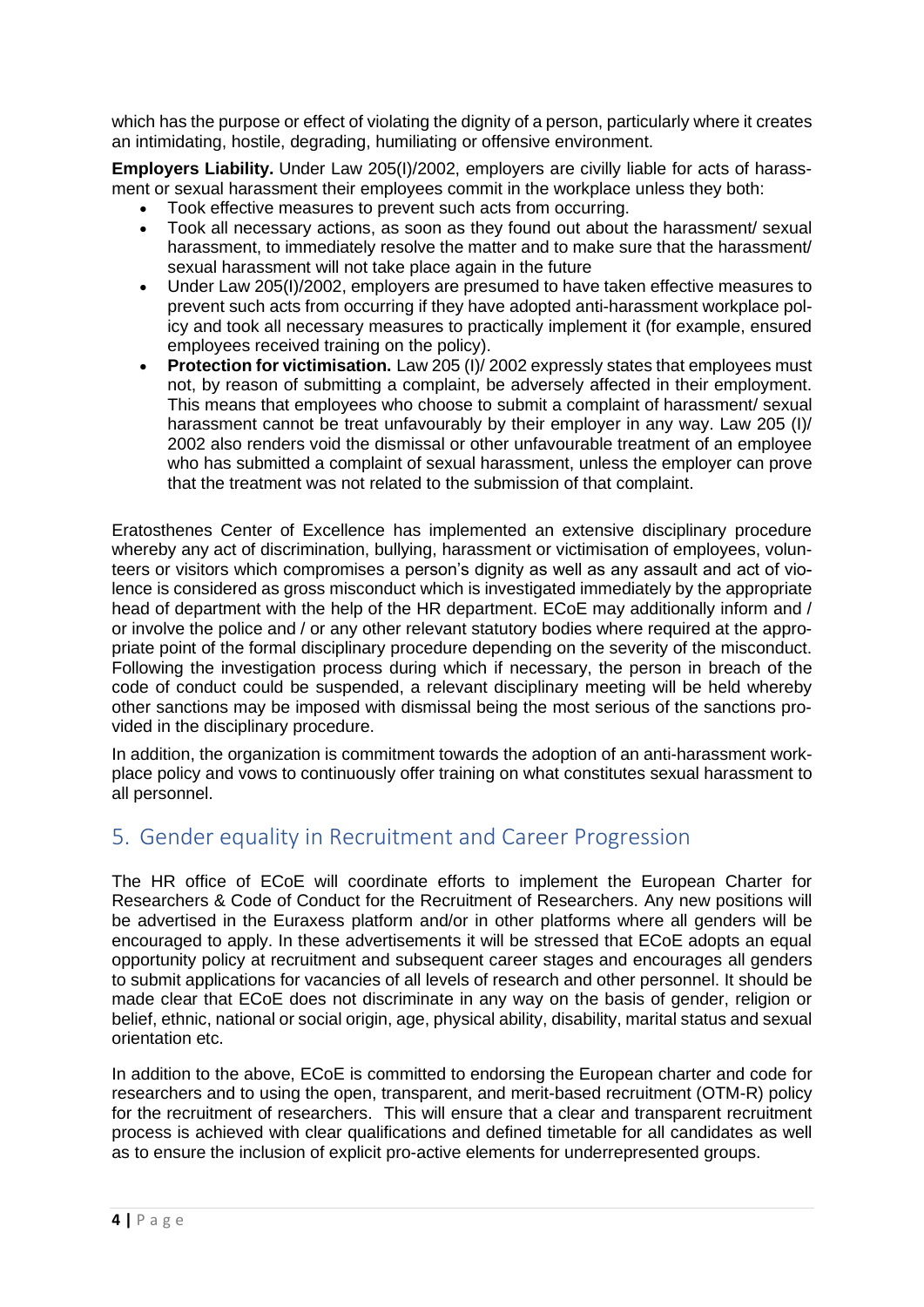which has the purpose or effect of violating the dignity of a person, particularly where it creates an intimidating, hostile, degrading, humiliating or offensive environment.

**Employers Liability.** Under Law 205(I)/2002, employers are civilly liable for acts of harassment or sexual harassment their employees commit in the workplace unless they both:

- Took effective measures to prevent such acts from occurring.
- Took all necessary actions, as soon as they found out about the harassment/ sexual harassment, to immediately resolve the matter and to make sure that the harassment/ sexual harassment will not take place again in the future
- Under Law 205(I)/2002, employers are presumed to have taken effective measures to prevent such acts from occurring if they have adopted anti-harassment workplace policy and took all necessary measures to practically implement it (for example, ensured employees received training on the policy).
- **Protection for victimisation.** Law 205 (I)/ 2002 expressly states that employees must not, by reason of submitting a complaint, be adversely affected in their employment. This means that employees who choose to submit a complaint of harassment/ sexual harassment cannot be treat unfavourably by their employer in any way. Law 205 (I)/ 2002 also renders void the dismissal or other unfavourable treatment of an employee who has submitted a complaint of sexual harassment, unless the employer can prove that the treatment was not related to the submission of that complaint.

Eratosthenes Center of Excellence has implemented an extensive disciplinary procedure whereby any act of discrimination, bullying, harassment or victimisation of employees, volunteers or visitors which compromises a person's dignity as well as any assault and act of violence is considered as gross misconduct which is investigated immediately by the appropriate head of department with the help of the HR department. ECoE may additionally inform and / or involve the police and / or any other relevant statutory bodies where required at the appropriate point of the formal disciplinary procedure depending on the severity of the misconduct. Following the investigation process during which if necessary, the person in breach of the code of conduct could be suspended, a relevant disciplinary meeting will be held whereby other sanctions may be imposed with dismissal being the most serious of the sanctions provided in the disciplinary procedure.

In addition, the organization is commitment towards the adoption of an anti-harassment workplace policy and vows to continuously offer training on what constitutes sexual harassment to all personnel.

## 5. Gender equality in Recruitment and Career Progression

The HR office of ECoE will coordinate efforts to implement the European Charter for Researchers & Code of Conduct for the Recruitment of Researchers. Any new positions will be advertised in the Euraxess platform and/or in other platforms where all genders will be encouraged to apply. In these advertisements it will be stressed that ECoE adopts an equal opportunity policy at recruitment and subsequent career stages and encourages all genders to submit applications for vacancies of all levels of research and other personnel. It should be made clear that ECoE does not discriminate in any way on the basis of gender, religion or belief, ethnic, national or social origin, age, physical ability, disability, marital status and sexual orientation etc.

In addition to the above, ECoE is committed to endorsing the European charter and code for researchers and to using the open, transparent, and merit-based recruitment (OTM-R) policy for the recruitment of researchers. This will ensure that a clear and transparent recruitment process is achieved with clear qualifications and defined timetable for all candidates as well as to ensure the inclusion of explicit pro-active elements for underrepresented groups.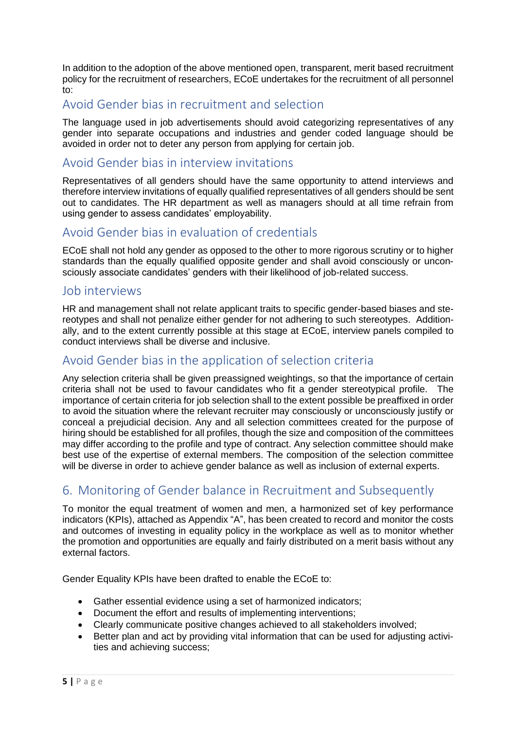In addition to the adoption of the above mentioned open, transparent, merit based recruitment policy for the recruitment of researchers, ECoE undertakes for the recruitment of all personnel to:

### Avoid Gender bias in recruitment and selection

The language used in job advertisements should avoid categorizing representatives of any gender into separate occupations and industries and gender coded language should be avoided in order not to deter any person from applying for certain job.

### Avoid Gender bias in interview invitations

Representatives of all genders should have the same opportunity to attend interviews and therefore interview invitations of equally qualified representatives of all genders should be sent out to candidates. The HR department as well as managers should at all time refrain from using gender to assess candidates' employability.

### Avoid Gender bias in evaluation of credentials

ECoE shall not hold any gender as opposed to the other to more rigorous scrutiny or to higher standards than the equally qualified opposite gender and shall avoid consciously or unconsciously associate candidates' genders with their likelihood of job-related success.

### Job interviews

HR and management shall not relate applicant traits to specific gender-based biases and stereotypes and shall not penalize either gender for not adhering to such stereotypes. Additionally, and to the extent currently possible at this stage at ECoE, interview panels compiled to conduct interviews shall be diverse and inclusive.

### Avoid Gender bias in the application of selection criteria

Any selection criteria shall be given preassigned weightings, so that the importance of certain criteria shall not be used to favour candidates who fit a gender stereotypical profile. The importance of certain criteria for job selection shall to the extent possible be preaffixed in order to avoid the situation where the relevant recruiter may consciously or unconsciously justify or conceal a prejudicial decision. Any and all selection committees created for the purpose of hiring should be established for all profiles, though the size and composition of the committees may differ according to the profile and type of contract. Any selection committee should make best use of the expertise of external members. The composition of the selection committee will be diverse in order to achieve gender balance as well as inclusion of external experts.

## 6. Monitoring of Gender balance in Recruitment and Subsequently

To monitor the equal treatment of women and men, a harmonized set of key performance indicators (KPIs), attached as Appendix "A", has been created to record and monitor the costs and outcomes of investing in equality policy in the workplace as well as to monitor whether the promotion and opportunities are equally and fairly distributed on a merit basis without any external factors.

Gender Equality KPIs have been drafted to enable the ECoE to:

- Gather essential evidence using a set of harmonized indicators;
- Document the effort and results of implementing interventions;
- Clearly communicate positive changes achieved to all stakeholders involved;
- Better plan and act by providing vital information that can be used for adjusting activities and achieving success;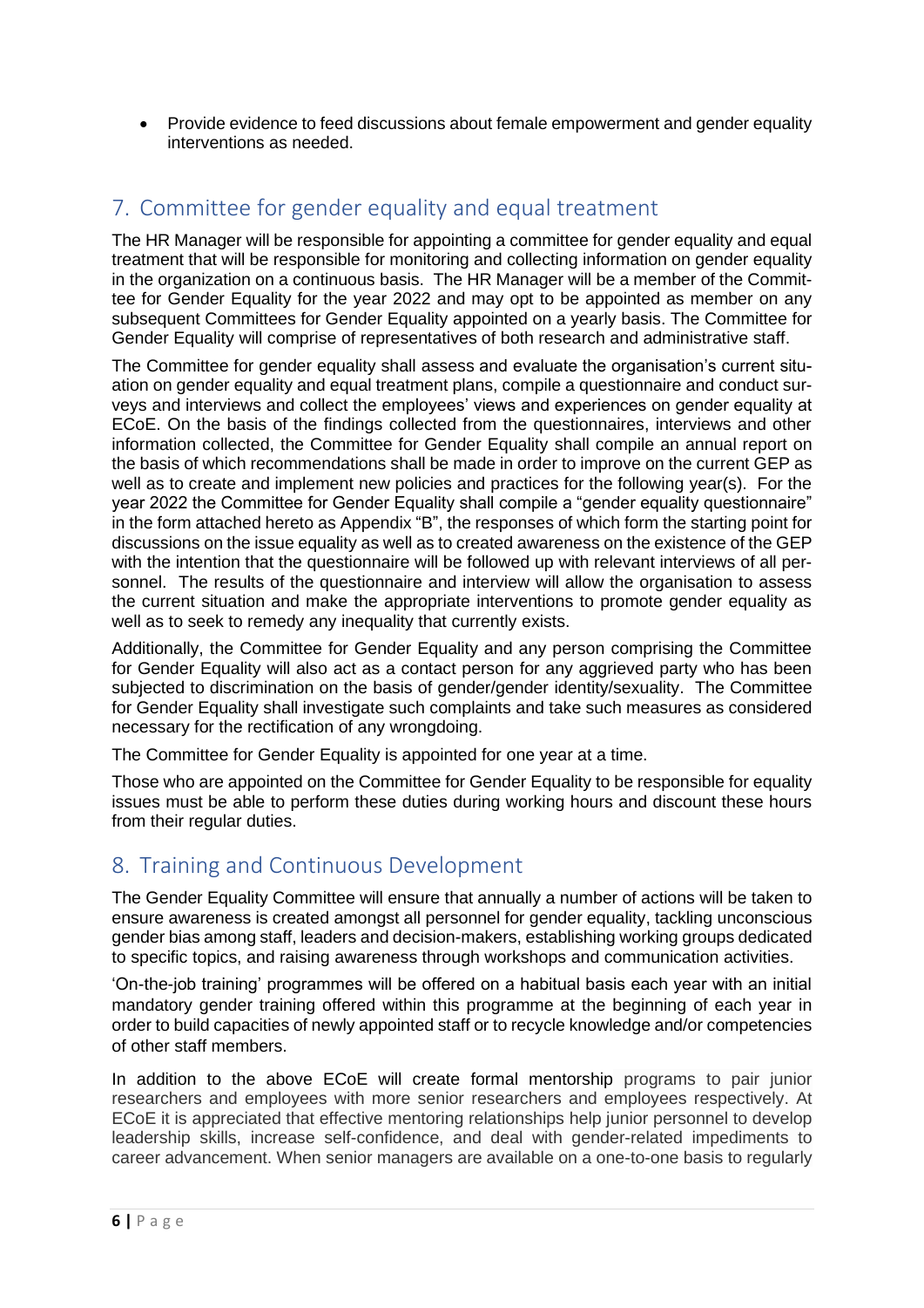- Provide evidence to feed discussions about female empowerment and gender equality interventions as needed.

## 7. Committee for gender equality and equal treatment

The HR Manager will be responsible for appointing a committee for gender equality and equal treatment that will be responsible for monitoring and collecting information on gender equality in the organization on a continuous basis. The HR Manager will be a member of the Committee for Gender Equality for the year 2022 and may opt to be appointed as member on any subsequent Committees for Gender Equality appointed on a yearly basis. The Committee for Gender Equality will comprise of representatives of both research and administrative staff.

The Committee for gender equality shall assess and evaluate the organisation's current situation on gender equality and equal treatment plans, compile a questionnaire and conduct surveys and interviews and collect the employees' views and experiences on gender equality at ECoE. On the basis of the findings collected from the questionnaires, interviews and other information collected, the Committee for Gender Equality shall compile an annual report on the basis of which recommendations shall be made in order to improve on the current GEP as well as to create and implement new policies and practices for the following year(s). For the year 2022 the Committee for Gender Equality shall compile a "gender equality questionnaire" in the form attached hereto as Appendix "B", the responses of which form the starting point for discussions on the issue equality as well as to created awareness on the existence of the GEP with the intention that the questionnaire will be followed up with relevant interviews of all personnel. The results of the questionnaire and interview will allow the organisation to assess the current situation and make the appropriate interventions to promote gender equality as well as to seek to remedy any inequality that currently exists.

Additionally, the Committee for Gender Equality and any person comprising the Committee for Gender Equality will also act as a contact person for any aggrieved party who has been subjected to discrimination on the basis of gender/gender identity/sexuality. The Committee for Gender Equality shall investigate such complaints and take such measures as considered necessary for the rectification of any wrongdoing.

The Committee for Gender Equality is appointed for one year at a time.

Those who are appointed on the Committee for Gender Equality to be responsible for equality issues must be able to perform these duties during working hours and discount these hours from their regular duties.

## 8. Training and Continuous Development

The Gender Equality Committee will ensure that annually a number of actions will be taken to ensure awareness is created amongst all personnel for gender equality, tackling unconscious gender bias among staff, leaders and decision-makers, establishing working groups dedicated to specific topics, and raising awareness through workshops and communication activities.

'On-the-job training' programmes will be offered on a habitual basis each year with an initial mandatory gender training offered within this programme at the beginning of each year in order to build capacities of newly appointed staff or to recycle knowledge and/or competencies of other staff members.

In addition to the above ECoE will create formal mentorship programs to pair junior researchers and employees with more senior researchers and employees respectively. At ECoE it is appreciated that effective mentoring relationships help junior personnel to develop leadership skills, increase self-confidence, and deal with gender-related impediments to career advancement. When senior managers are available on a one-to-one basis to regularly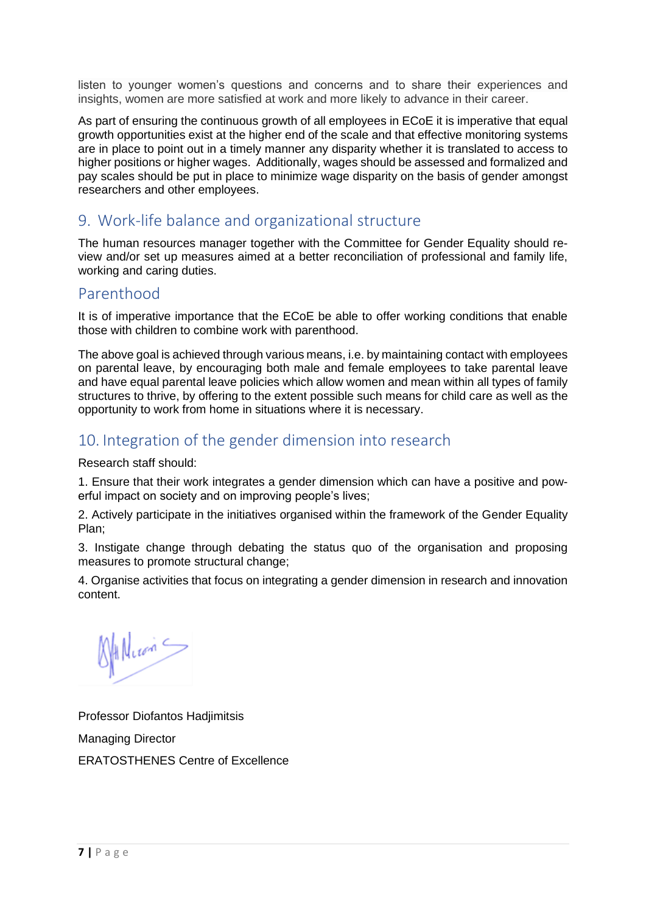listen to younger women's questions and concerns and to share their experiences and insights, women are more satisfied at work and more likely to advance in their career.

As part of ensuring the continuous growth of all employees in ECoE it is imperative that equal growth opportunities exist at the higher end of the scale and that effective monitoring systems are in place to point out in a timely manner any disparity whether it is translated to access to higher positions or higher wages. Additionally, wages should be assessed and formalized and pay scales should be put in place to minimize wage disparity on the basis of gender amongst researchers and other employees.

## 9. Work-life balance and organizational structure

The human resources manager together with the Committee for Gender Equality should review and/or set up measures aimed at a better reconciliation of professional and family life, working and caring duties.

### Parenthood

It is of imperative importance that the ECoE be able to offer working conditions that enable those with children to combine work with parenthood.

The above goal is achieved through various means, i.e. by maintaining contact with employees on parental leave, by encouraging both male and female employees to take parental leave and have equal parental leave policies which allow women and mean within all types of family structures to thrive, by offering to the extent possible such means for child care as well as the opportunity to work from home in situations where it is necessary.

## 10. Integration of the gender dimension into research

Research staff should:

1. Ensure that their work integrates a gender dimension which can have a positive and powerful impact on society and on improving people's lives;

2. Actively participate in the initiatives organised within the framework of the Gender Equality Plan;

3. Instigate change through debating the status quo of the organisation and proposing measures to promote structural change;

4. Organise activities that focus on integrating a gender dimension in research and innovation content.

Professor Diofantos Hadjimitsis

Managing Director

ERATOSTHENES Centre of Excellence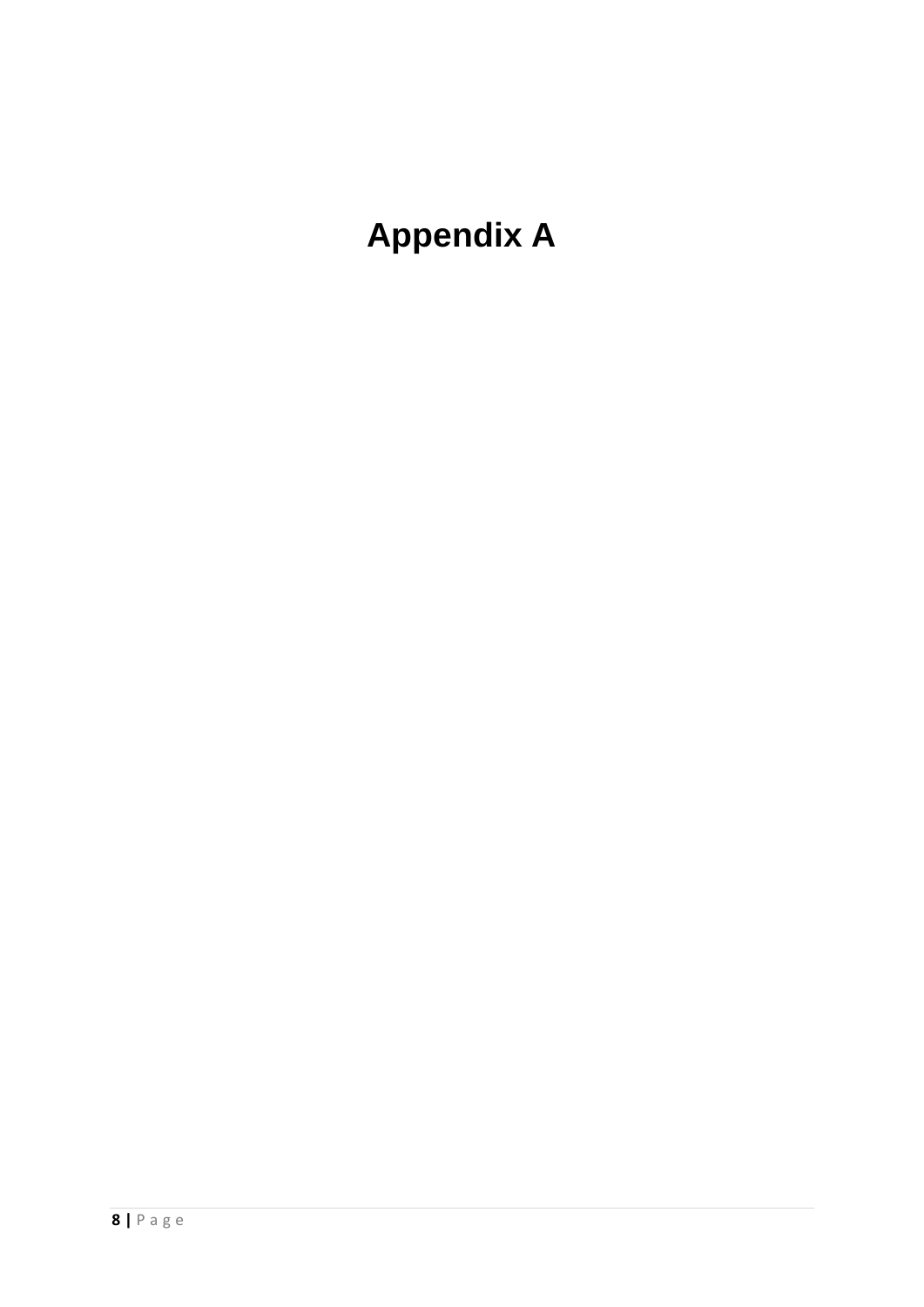# Appendix A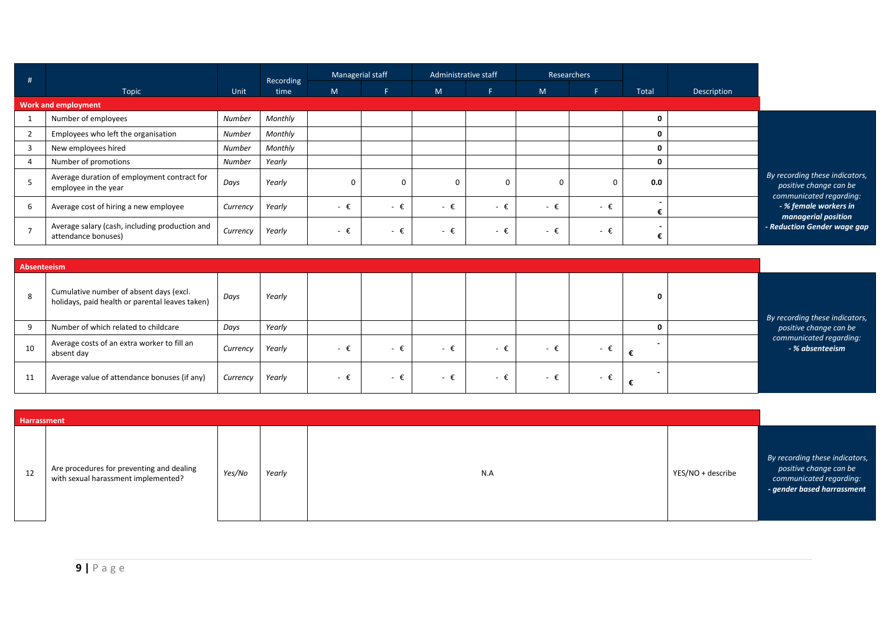| # | Topic | Unit | Recording time | Managerial staff | | Administrative staff | | Researchers | | Total | Description | |
|---|---|---|---|---|---|---|---|---|---|---|---|---|
| | | | | M | F | M | F | M | F | | | |
| **Work and employment** | | | | | | | | | | | | |
| 1 | Number of employees | *Number* | *Monthly* | | | | | | | **0** | | *By recording these indicators, positive change can be communicated regarding:* ***- % female workers in managerial position*** ***- Reduction Gender wage gap*** |
| 2 | Employees who left the organisation | *Number* | *Monthly* | | | | | | | **0** | | |
| 3 | New employees hired | *Number* | *Monthly* | | | | | | | **0** | | |
| 4 | Number of promotions | *Number* | *Yearly* | | | | | | | **0** | | |
| 5 | Average duration of employment contract for employee in the year | *Days* | *Yearly* | 0 | 0 | 0 | 0 | 0 | 0 | **0.0** | | |
| 6 | Average cost of hiring a new employee | *Currency* | *Yearly* | - € | - € | - € | - € | - € | - € | **- €** | | |
| 7 | Average salary (cash, including production and attendance bonuses) | *Currency* | *Yearly* | - € | - € | - € | - € | - € | - € | **- €** | | |
| **Absenteeism** | | | | | | | | | | | | |
| 8 | Cumulative number of absent days (excl. holidays, paid health or parental leaves taken) | *Days* | *Yearly* | | | | | | | **0** | | *By recording these indicators, positive change can be communicated regarding:* ***- % absenteeism*** |
| 9 | Number of which related to childcare | *Days* | *Yearly* | | | | | | | **0** | | |
| 10 | Average costs of an extra worker to fill an absent day | *Currency* | *Yearly* | - € | - € | - € | - € | - € | - € | **- €** | | |
| 11 | Average value of attendance bonuses (if any) | *Currency* | *Yearly* | - € | - € | - € | - € | - € | - € | **- €** | | |
| **Harrassment** | | | | | | | | | | | | |
| 12 | Are procedures for preventing and dealing with sexual harassment implemented? | *Yes/No* | *Yearly* | N.A | | | | | | | YES/NO + describe | *By recording these indicators, positive change can be communicated regarding:* ***- gender based harrassment*** |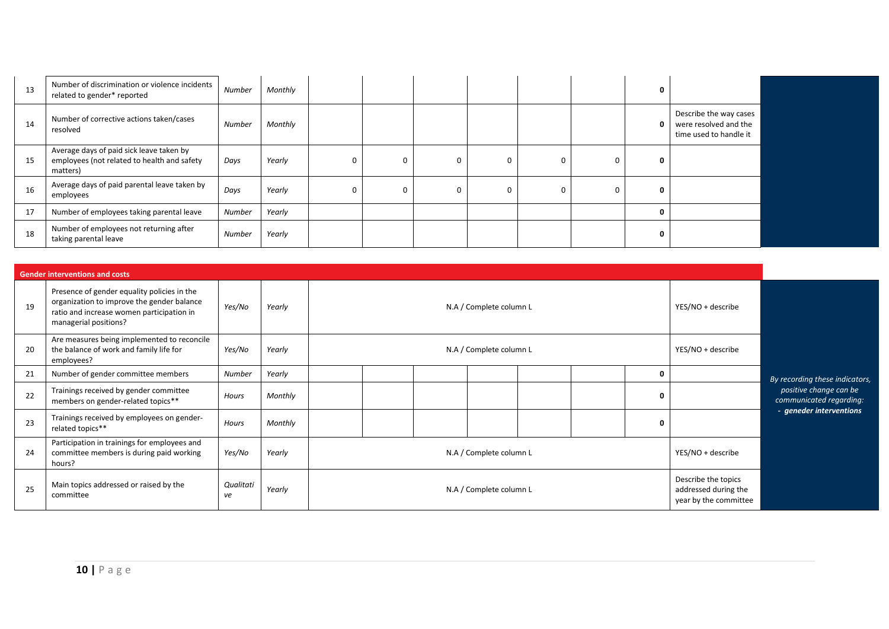| | | | | | | | | | | | | |
|---|---|---|---|---|---|---|---|---|---|---|---|---|
| 13 | Number of discrimination or violence incidents related to gender* reported | *Number* | *Monthly* | | | | | | | **0** | | |
| 14 | Number of corrective actions taken/cases resolved | *Number* | *Monthly* | | | | | | | **0** | Describe the way cases were resolved and the time used to handle it | |
| 15 | Average days of paid sick leave taken by employees (not related to health and safety matters) | *Days* | *Yearly* | 0 | 0 | 0 | 0 | 0 | 0 | **0** | | |
| 16 | Average days of paid parental leave taken by employees | *Days* | *Yearly* | 0 | 0 | 0 | 0 | 0 | 0 | **0** | | |
| 17 | Number of employees taking parental leave | *Number* | *Yearly* | | | | | | | **0** | | |
| 18 | Number of employees not returning after taking parental leave | *Number* | *Yearly* | | | | | | | **0** | | |

| **Gender interventions and costs** | | | | | | | | | | | | |
|---|---|---|---|---|---|---|---|---|---|---|---|---|
| 19 | Presence of gender equality policies in the organization to improve the gender balance ratio and increase women participation in managerial positions? | *Yes/No* | *Yearly* | N.A / Complete column L | | | | | | | YES/NO + describe | *By recording these indicators, positive change can be communicated regarding:* ***- geneder interventions*** |
| 20 | Are measures being implemented to reconcile the balance of work and family life for employees? | *Yes/No* | *Yearly* | N.A / Complete column L | | | | | | | YES/NO + describe | |
| 21 | Number of gender committee members | *Number* | *Yearly* | | | | | | | **0** | | |
| 22 | Trainings received by gender committee members on gender-related topics** | *Hours* | *Monthly* | | | | | | | **0** | | |
| 23 | Trainings received by employees on gender-related topics** | *Hours* | *Monthly* | | | | | | | **0** | | |
| 24 | Participation in trainings for employees and committee members is during paid working hours? | *Yes/No* | *Yearly* | N.A / Complete column L | | | | | | | YES/NO + describe | |
| 25 | Main topics addressed or raised by the committee | *Qualitative* | *Yearly* | N.A / Complete column L | | | | | | | Describe the topics addressed during the year by the committee | |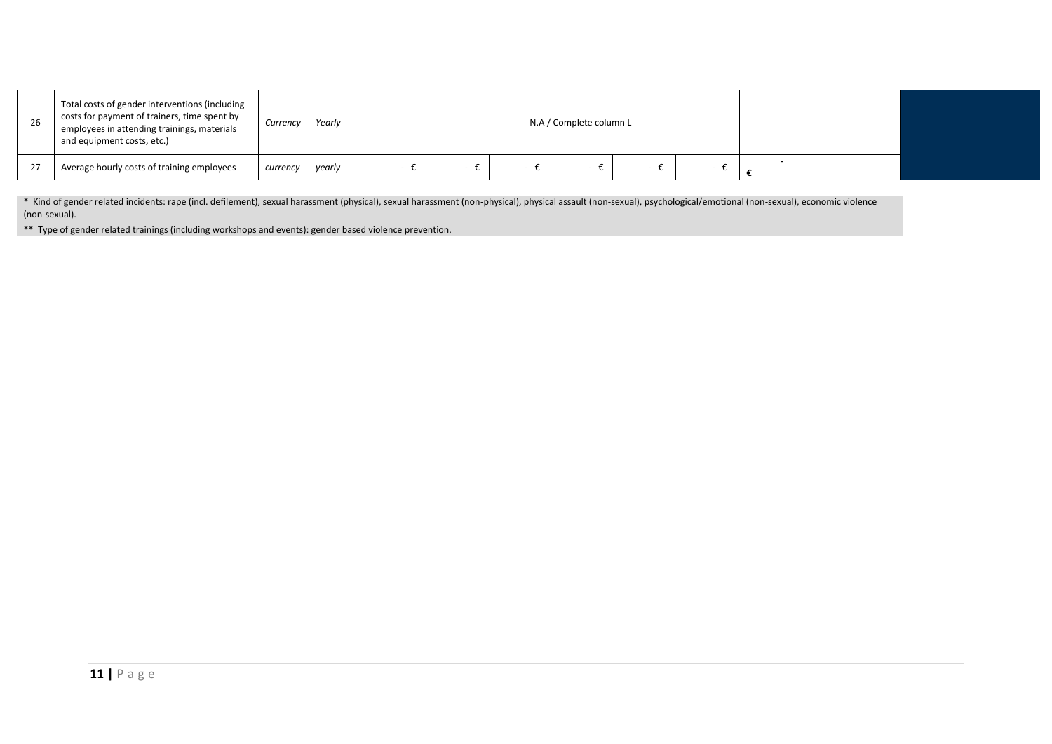| 26 | Total costs of gender interventions (including costs for payment of trainers, time spent by employees in attending trainings, materials and equipment costs, etc.) | *Currency* | *Yearly* | N.A / Complete column L | | | | | | | | |
|---|---|---|---|---|---|---|---|---|---|---|---|---|
| 27 | Average hourly costs of training employees | *currency* | *yearly* | - € | - € | - € | - € | - € | - € | - € | | |

\* Kind of gender related incidents: rape (incl. defilement), sexual harassment (physical), sexual harassment (non-physical), physical assault (non-sexual), psychological/emotional (non-sexual), economic violence (non-sexual).

** Type of gender related trainings (including workshops and events): gender based violence prevention.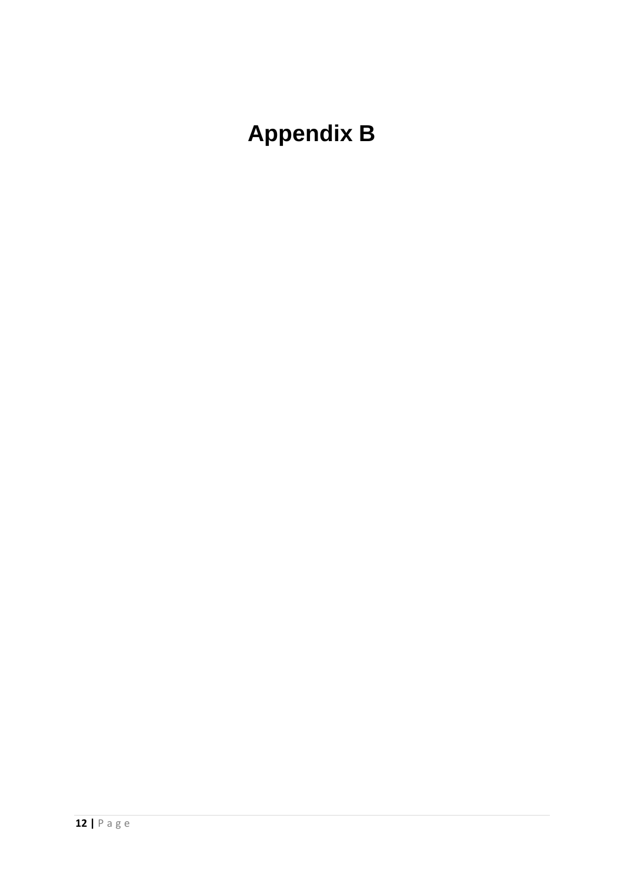# Appendix B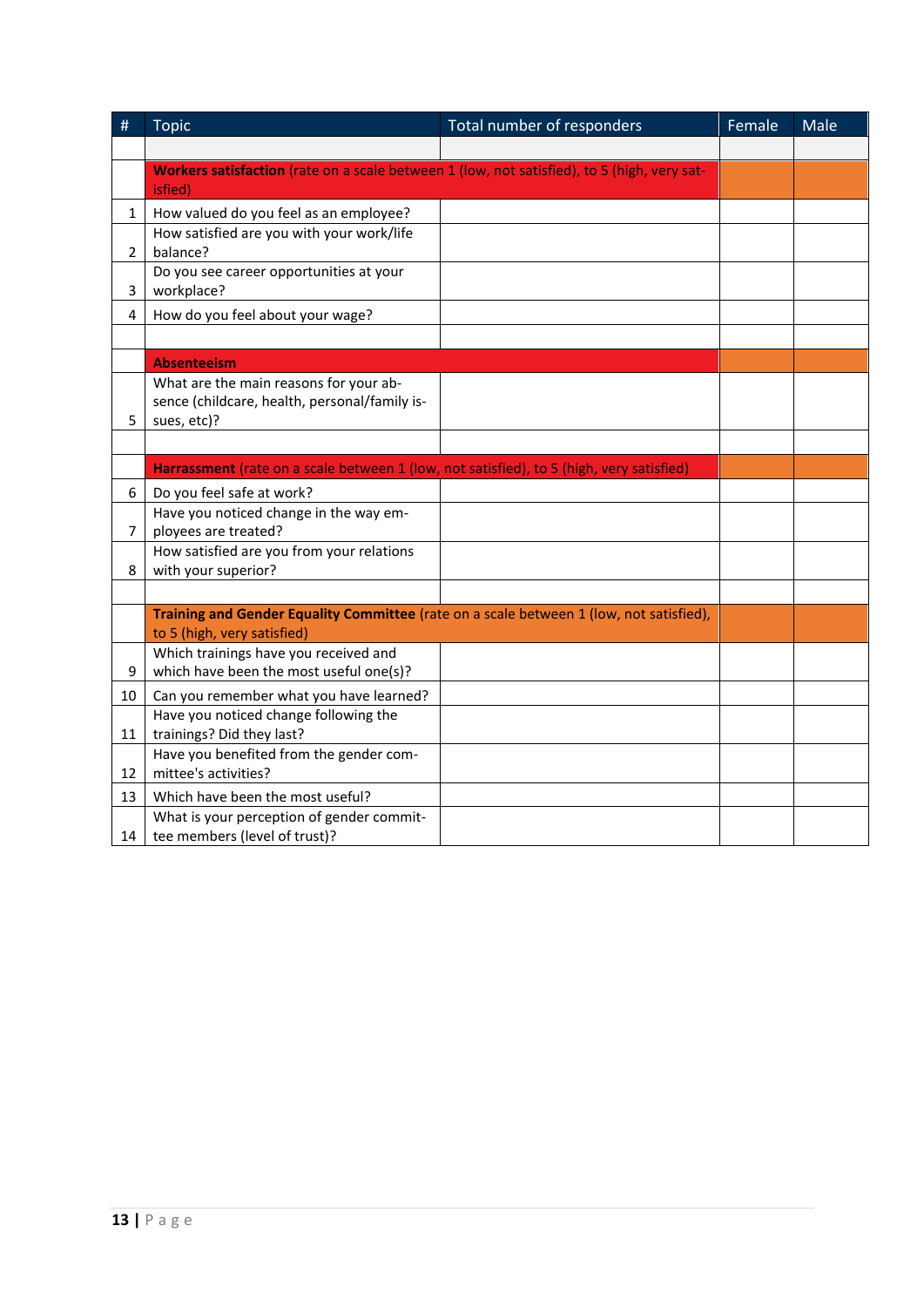| # | Topic | Total number of responders | Female | Male |
|---|---|---|---|---|
| | | | | |
| | **Workers satisfaction** (rate on a scale between 1 (low, not satisfied), to 5 (high, very satisfied) | | | |
| 1 | How valued do you feel as an employee? | | | |
| 2 | How satisfied are you with your work/life balance? | | | |
| 3 | Do you see career opportunities at your workplace? | | | |
| 4 | How do you feel about your wage? | | | |
| | | | | |
| | **Absenteeism** | | | |
| 5 | What are the main reasons for your absence (childcare, health, personal/family issues, etc)? | | | |
| | | | | |
| | **Harrassment** (rate on a scale between 1 (low, not satisfied), to 5 (high, very satisfied) | | | |
| 6 | Do you feel safe at work? | | | |
| 7 | Have you noticed change in the way employees are treated? | | | |
| 8 | How satisfied are you from your relations with your superior? | | | |
| | | | | |
| | **Training and Gender Equality Committee** (rate on a scale between 1 (low, not satisfied), to 5 (high, very satisfied) | | | |
| 9 | Which trainings have you received and which have been the most useful one(s)? | | | |
| 10 | Can you remember what you have learned? | | | |
| 11 | Have you noticed change following the trainings? Did they last? | | | |
| 12 | Have you benefited from the gender committee's activities? | | | |
| 13 | Which have been the most useful? | | | |
| 14 | What is your perception of gender committee members (level of trust)? | | | |